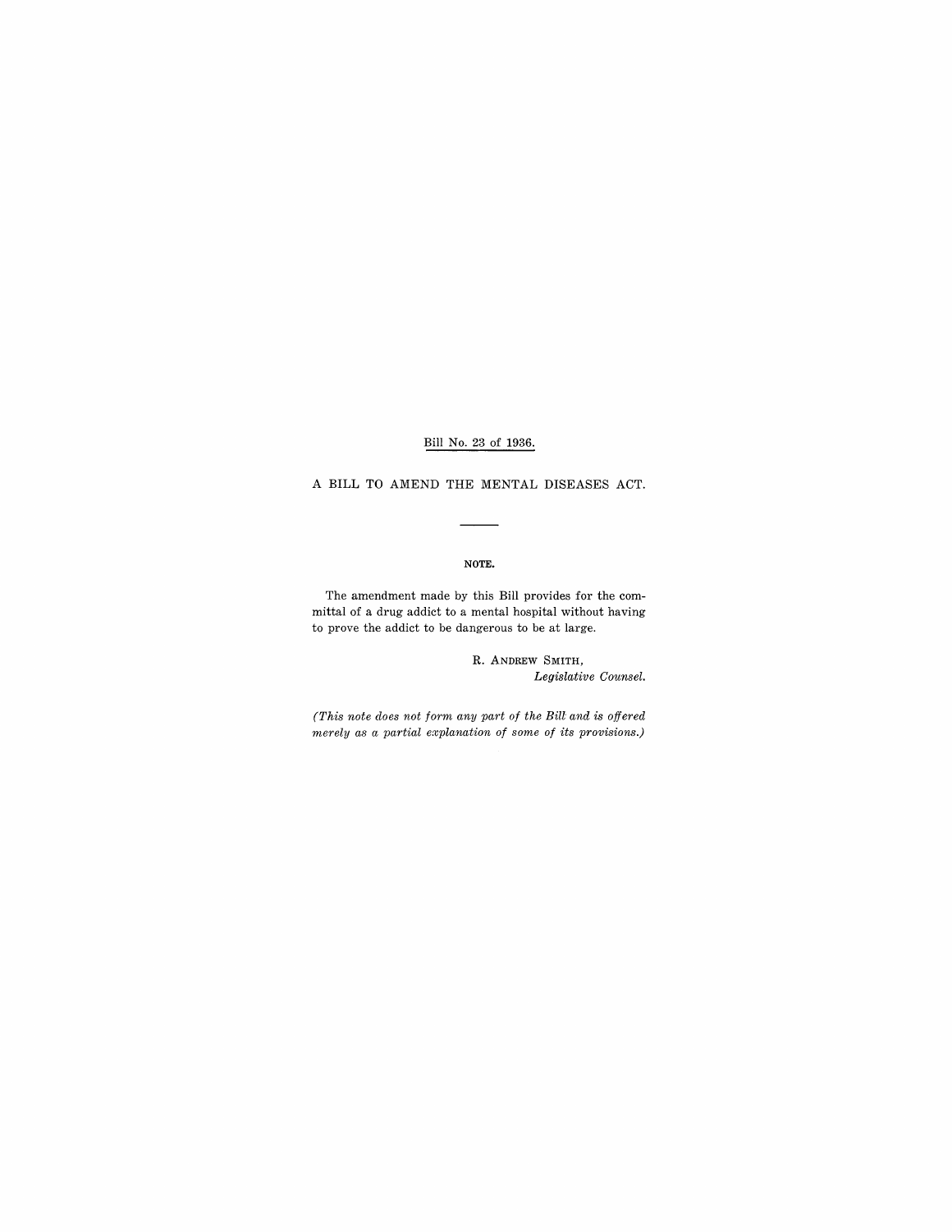Bill No. 23 of 1936.

# A BILL TO AMEND THE MENTAL DISEASES ACT.

---

**NOTE.**

The amendment made by this Bill provides for the committal of a drug addict to a mental hospital without having to prove the addict to be dangerous to be at large.

R. ANDREW SMITH,
*Legislative Counsel.*

*(This note does not form any part of the Bill and is offered merely as a partial explanation of some of its provisions.)*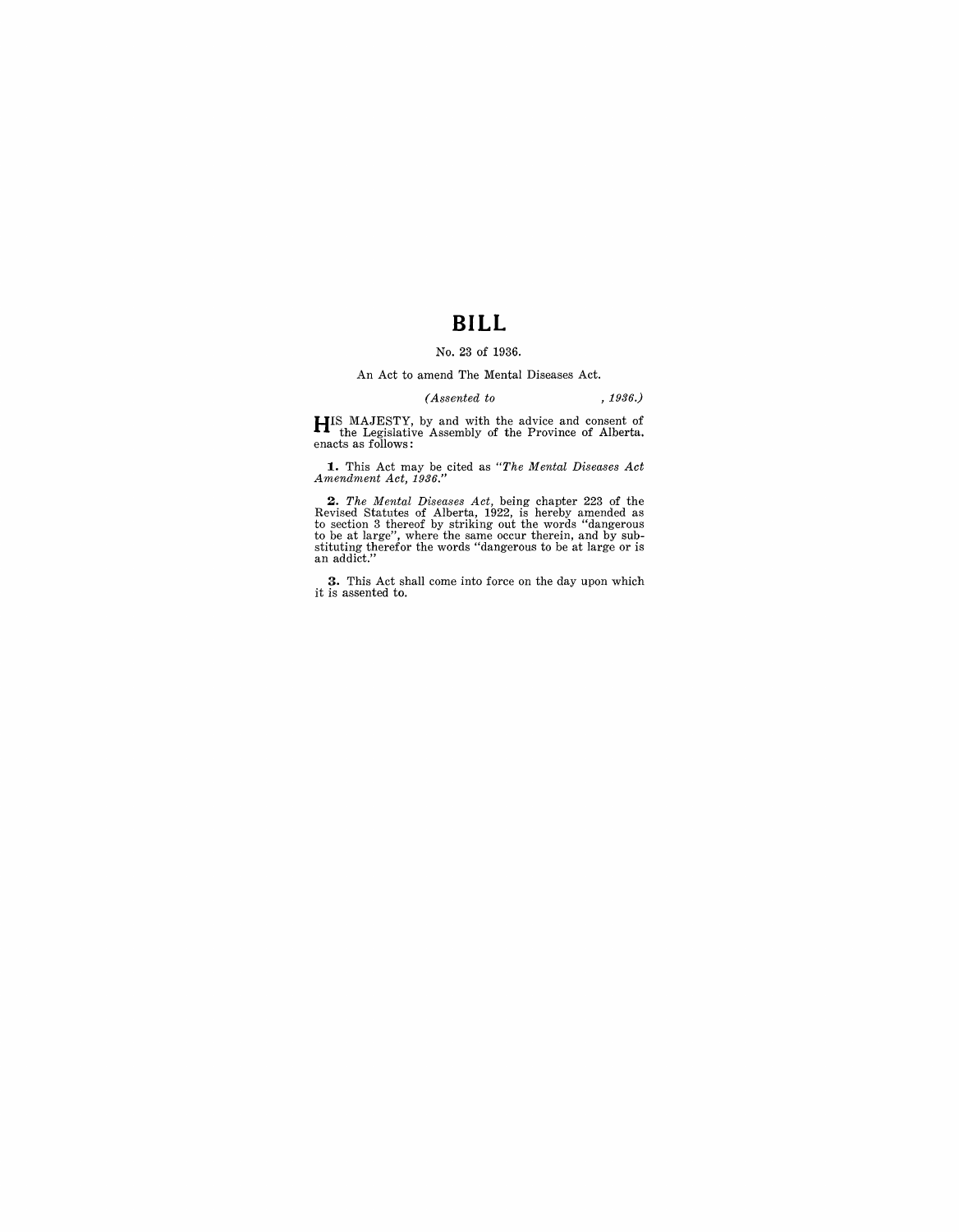# BILL

No. 23 of 1936.

An Act to amend The Mental Diseases Act.

*(Assented to , 1936.)*

HIS MAJESTY, by and with the advice and consent of the Legislative Assembly of the Province of Alberta. enacts as follows:

**1.** This Act may be cited as *"The Mental Diseases Act Amendment Act, 1936."*

**2.** *The Mental Diseases Act*, being chapter 223 of the Revised Statutes of Alberta, 1922, is hereby amended as to section 3 thereof by striking out the words "dangerous to be at large", where the same occur therein, and by substituting therefor the words "dangerous to be at large or is an addict."

**3.** This Act shall come into force on the day upon which it is assented to.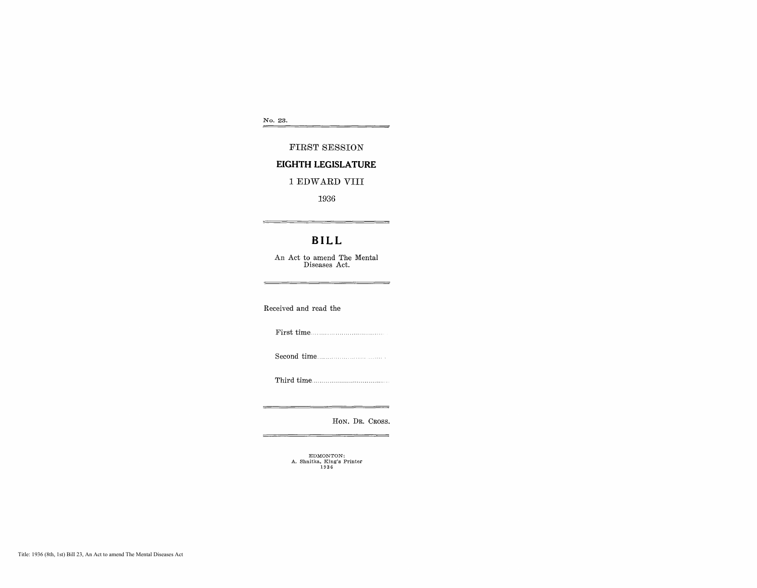No. 23.

FIRST SESSION

**EIGHTH LEGISLATURE**

1 EDWARD VIII

1936

# BILL

An Act to amend The Mental Diseases Act.

Received and read the

First time....................................

Second time..................................

Third time......................................

HON. DR. CROSS.

EDMONTON:
A. Shnitka, King's Printer
1936

Title: 1936 (8th, 1st) Bill 23, An Act to amend The Mental Diseases Act